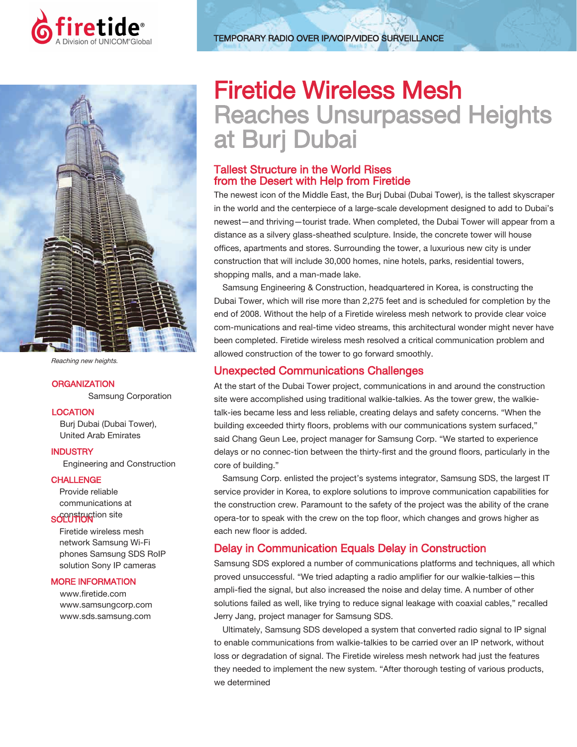TEMPORARY RADIO OVER IP/VOIP/VIDEO SURVEILLANCE

# Firetide Wireless Mesh Reaches Unsurpassed Heights at Burj Dubai

*Reaching new heights.*

**ORGANIZATION**

Samsung Corporation

**LOCATION**

Burj Dubai (Dubai Tower), United Arab Emirates

**INDUSTRY**

Engineering and Construction

**CHALLENGE**

Provide reliable communications at construction site

**SOLUTION**

Firetide wireless mesh network Samsung Wi-Fi phones Samsung SDS RoIP solution Sony IP cameras

**MORE INFORMATION**

www.firetide.com
www.samsungcorp.com
www.sds.samsung.com

## Tallest Structure in the World Rises from the Desert with Help from Firetide

The newest icon of the Middle East, the Burj Dubai (Dubai Tower), is the tallest skyscraper in the world and the centerpiece of a large-scale development designed to add to Dubai's newest—and thriving—tourist trade. When completed, the Dubai Tower will appear from a distance as a silvery glass-sheathed sculpture. Inside, the concrete tower will house offices, apartments and stores. Surrounding the tower, a luxurious new city is under construction that will include 30,000 homes, nine hotels, parks, residential towers, shopping malls, and a man-made lake.

Samsung Engineering & Construction, headquartered in Korea, is constructing the Dubai Tower, which will rise more than 2,275 feet and is scheduled for completion by the end of 2008. Without the help of a Firetide wireless mesh network to provide clear voice com-munications and real-time video streams, this architectural wonder might never have been completed. Firetide wireless mesh resolved a critical communication problem and allowed construction of the tower to go forward smoothly.

## Unexpected Communications Challenges

At the start of the Dubai Tower project, communications in and around the construction site were accomplished using traditional walkie-talkies. As the tower grew, the walkie-talk-ies became less and less reliable, creating delays and safety concerns. "When the building exceeded thirty floors, problems with our communications system surfaced," said Chang Geun Lee, project manager for Samsung Corp. "We started to experience delays or no connec-tion between the thirty-first and the ground floors, particularly in the core of building."

Samsung Corp. enlisted the project's systems integrator, Samsung SDS, the largest IT service provider in Korea, to explore solutions to improve communication capabilities for the construction crew. Paramount to the safety of the project was the ability of the crane opera-tor to speak with the crew on the top floor, which changes and grows higher as each new floor is added.

## Delay in Communication Equals Delay in Construction

Samsung SDS explored a number of communications platforms and techniques, all which proved unsuccessful. "We tried adapting a radio amplifier for our walkie-talkies—this ampli-fied the signal, but also increased the noise and delay time. A number of other solutions failed as well, like trying to reduce signal leakage with coaxial cables," recalled Jerry Jang, project manager for Samsung SDS.

Ultimately, Samsung SDS developed a system that converted radio signal to IP signal to enable communications from walkie-talkies to be carried over an IP network, without loss or degradation of signal. The Firetide wireless mesh network had just the features they needed to implement the new system. "After thorough testing of various products, we determined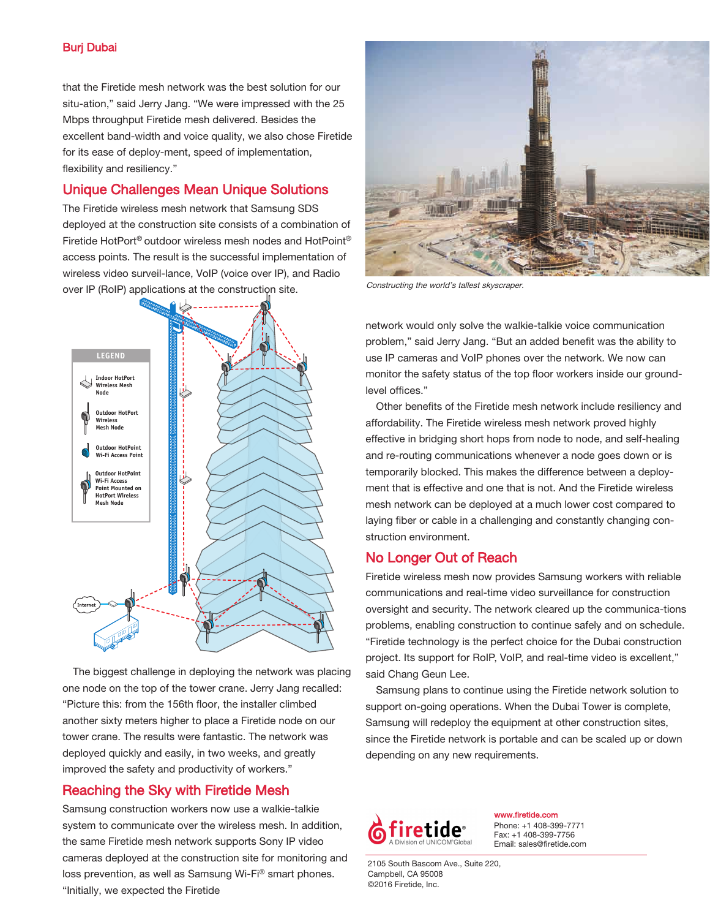## Burj Dubai

that the Firetide mesh network was the best solution for our situ-ation," said Jerry Jang. "We were impressed with the 25 Mbps throughput Firetide mesh delivered. Besides the excellent band-width and voice quality, we also chose Firetide for its ease of deploy-ment, speed of implementation, flexibility and resiliency."

## Unique Challenges Mean Unique Solutions

The Firetide wireless mesh network that Samsung SDS deployed at the construction site consists of a combination of Firetide HotPort® outdoor wireless mesh nodes and HotPoint® access points. The result is the successful implementation of wireless video surveil-lance, VoIP (voice over IP), and Radio over IP (RoIP) applications at the construction site.

LEGEND

Indoor HotPort Wireless Mesh Node

Outdoor HotPort Wireless Mesh Node

Outdoor HotPoint Wi-Fi Access Point

Outdoor HotPoint Wi-Fi Access Point Mounted on HotPort Wireless Mesh Node

Internet

The biggest challenge in deploying the network was placing one node on the top of the tower crane. Jerry Jang recalled: "Picture this: from the 156th floor, the installer climbed another sixty meters higher to place a Firetide node on our tower crane. The results were fantastic. The network was deployed quickly and easily, in two weeks, and greatly improved the safety and productivity of workers."

## Reaching the Sky with Firetide Mesh

Samsung construction workers now use a walkie-talkie system to communicate over the wireless mesh. In addition, the same Firetide mesh network supports Sony IP video cameras deployed at the construction site for monitoring and loss prevention, as well as Samsung Wi-Fi® smart phones. "Initially, we expected the Firetide

*Constructing the world's tallest skyscraper.*

network would only solve the walkie-talkie voice communication problem," said Jerry Jang. "But an added benefit was the ability to use IP cameras and VoIP phones over the network. We now can monitor the safety status of the top floor workers inside our ground-level offices."

Other benefits of the Firetide mesh network include resiliency and affordability. The Firetide wireless mesh network proved highly effective in bridging short hops from node to node, and self-healing and re-routing communications whenever a node goes down or is temporarily blocked. This makes the difference between a deploy-ment that is effective and one that is not. And the Firetide wireless mesh network can be deployed at a much lower cost compared to laying fiber or cable in a challenging and constantly changing con-struction environment.

## No Longer Out of Reach

Firetide wireless mesh now provides Samsung workers with reliable communications and real-time video surveillance for construction oversight and security. The network cleared up the communica-tions problems, enabling construction to continue safely and on schedule. "Firetide technology is the perfect choice for the Dubai construction project. Its support for RoIP, VoIP, and real-time video is excellent," said Chang Geun Lee.

Samsung plans to continue using the Firetide network solution to support on-going operations. When the Dubai Tower is complete, Samsung will redeploy the equipment at other construction sites, since the Firetide network is portable and can be scaled up or down depending on any new requirements.

firetide®
A Division of UNICOM®Global

www.firetide.com
Phone: +1 408-399-7771
Fax: +1 408-399-7756
Email: sales@firetide.com

2105 South Bascom Ave., Suite 220,
Campbell, CA 95008
©2016 Firetide, Inc.